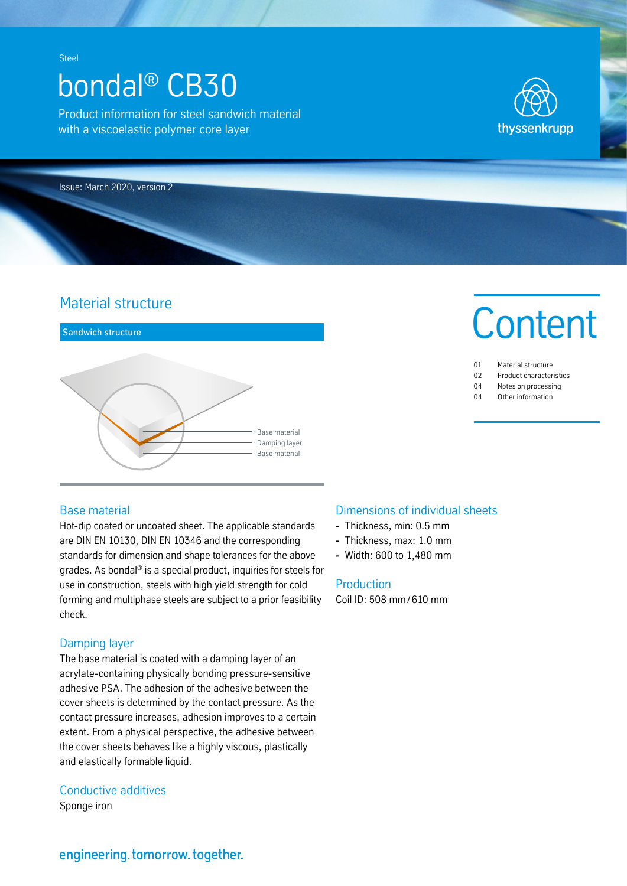Steel

# bondal® CB30

Product information for steel sandwich material with a viscoelastic polymer core layer

thyssenkrupp

Issue: March 2020, version 2

## Material structure

### Sandwich structure

Base material
Damping layer
Base material

# Content

| | |
|---|---|
| 01 | Material structure |
| 02 | Product characteristics |
| 04 | Notes on processing |
| 04 | Other information |

### Base material

Hot-dip coated or uncoated sheet. The applicable standards are DIN EN 10130, DIN EN 10346 and the corresponding standards for dimension and shape tolerances for the above grades. As bondal® is a special product, inquiries for steels for use in construction, steels with high yield strength for cold forming and multiphase steels are subject to a prior feasibility check.

### Damping layer

The base material is coated with a damping layer of an acrylate-containing physically bonding pressure-sensitive adhesive PSA. The adhesion of the adhesive between the cover sheets is determined by the contact pressure. As the contact pressure increases, adhesion improves to a certain extent. From a physical perspective, the adhesive between the cover sheets behaves like a highly viscous, plastically and elastically formable liquid.

### Conductive additives

Sponge iron

### Dimensions of individual sheets

- Thickness, min: 0.5 mm
- Thickness, max: 1.0 mm
- Width: 600 to 1,480 mm

### Production

Coil ID: 508 mm / 610 mm

engineering.tomorrow.together.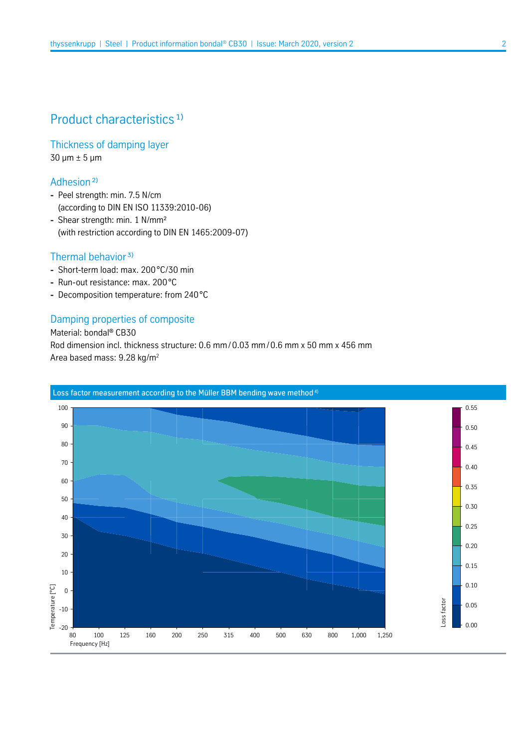# Product characteristics [1)]

## Thickness of damping layer

30 µm ± 5 µm

## Adhesion [2)]

- Peel strength: min. 7.5 N/cm
  (according to DIN EN ISO 11339:2010-06)
- Shear strength: min. 1 N/mm²
  (with restriction according to DIN EN 1465:2009-07)

## Thermal behavior [3)]

- Short-term load: max. 200 °C/30 min
- Run-out resistance: max. 200 °C
- Decomposition temperature: from 240 °C

## Damping properties of composite

Material: bondal® CB30
Rod dimension incl. thickness structure: 0.6 mm / 0.03 mm / 0.6 mm x 50 mm x 456 mm
Area based mass: 9.28 kg/m²

Loss factor measurement according to the Müller BBM bending wave method [4)]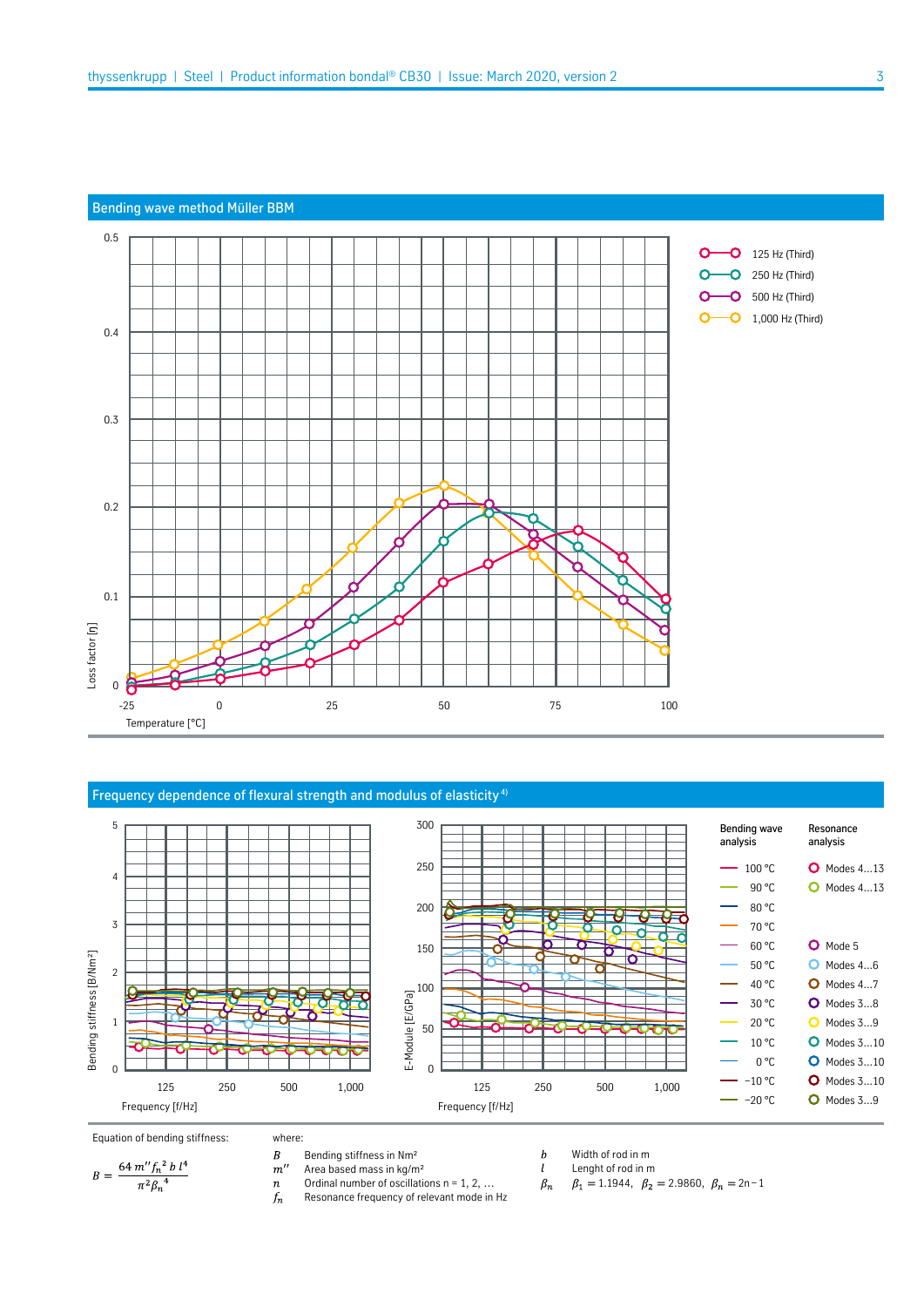## Bending wave method Müller BBM

Loss factor [η] vs. Temperature [°C]

- 125 Hz (Third)
- 250 Hz (Third)
- 500 Hz (Third)
- 1,000 Hz (Third)

## Frequency dependence of flexural strength and modulus of elasticity[4]

Bending stiffness [B/Nm²] vs. Frequency [f/Hz]; E-Module [E/GPa] vs. Frequency [f/Hz]

| Bending wave analysis | Resonance analysis |
| --- | --- |
| 100 °C | Modes 4…13 |
| 90 °C | Modes 4…13 |
| 80 °C | |
| 70 °C | |
| 60 °C | Mode 5 |
| 50 °C | Modes 4…6 |
| 40 °C | Modes 4…7 |
| 30 °C | Modes 3…8 |
| 20 °C | Modes 3…9 |
| 10 °C | Modes 3…10 |
| 0 °C | Modes 3…10 |
| −10 °C | Modes 3…10 |
| −20 °C | Modes 3…9 |

Equation of bending stiffness:

$$B = \frac{64\, m'' f_n^2\, b\, l^4}{\pi^2 \beta_n^4}$$

where:

- $B$ Bending stiffness in Nm²
- $m''$ Area based mass in kg/m²
- $n$ Ordinal number of oscillations n = 1, 2, …
- $f_n$ Resonance frequency of relevant mode in Hz
- $b$ Width of rod in m
- $l$ Lenght of rod in m
- $\beta_n$ $\beta_1 = 1.1944$, $\beta_2 = 2.9860$, $\beta_n = 2n-1$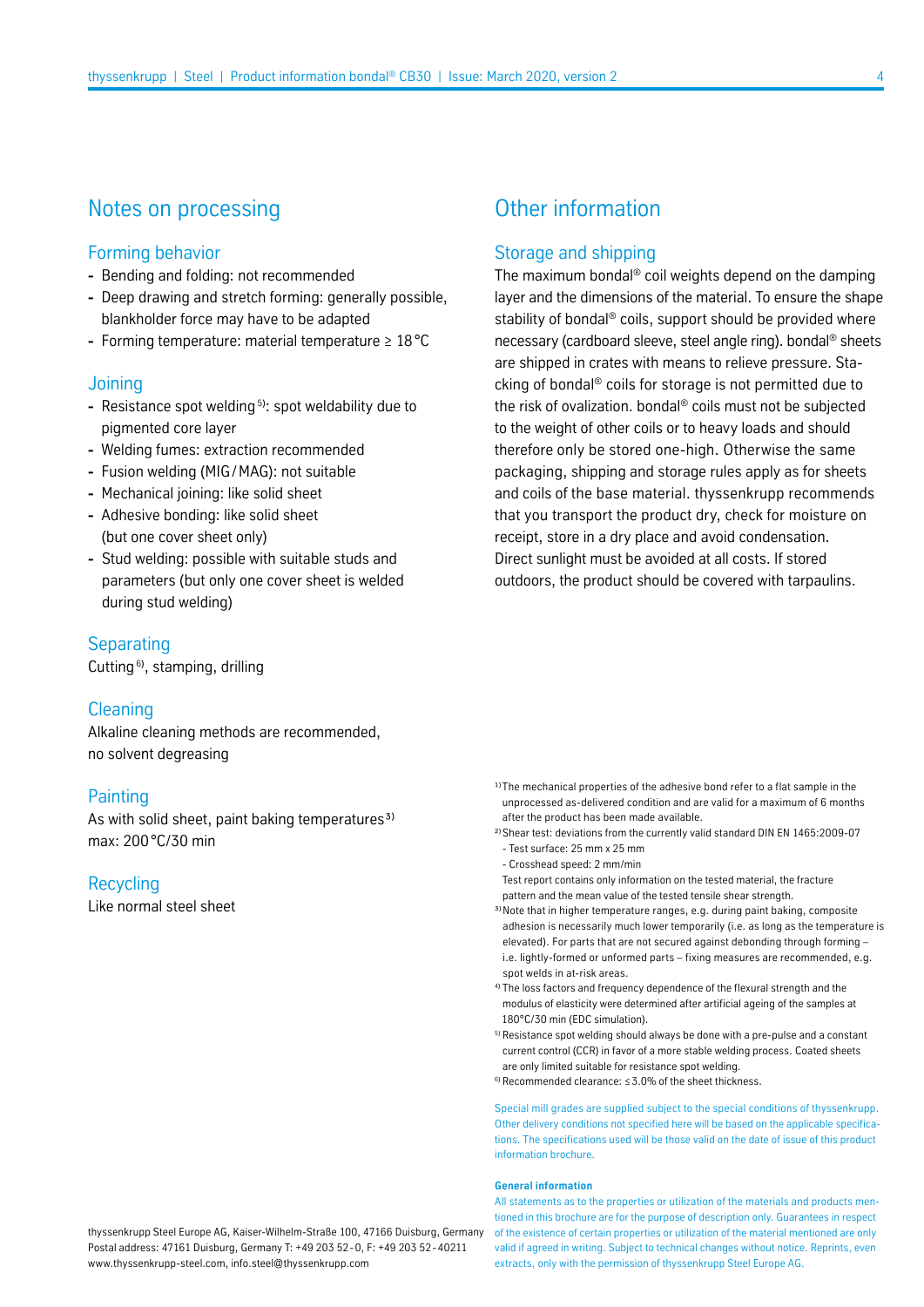## Notes on processing

### Forming behavior

- Bending and folding: not recommended
- Deep drawing and stretch forming: generally possible, blankholder force may have to be adapted
- Forming temperature: material temperature ≥ 18 °C

### Joining

- Resistance spot welding[5]: spot weldability due to pigmented core layer
- Welding fumes: extraction recommended
- Fusion welding (MIG / MAG): not suitable
- Mechanical joining: like solid sheet
- Adhesive bonding: like solid sheet (but one cover sheet only)
- Stud welding: possible with suitable studs and parameters (but only one cover sheet is welded during stud welding)

### Separating

Cutting[6], stamping, drilling

### Cleaning

Alkaline cleaning methods are recommended, no solvent degreasing

### Painting

As with solid sheet, paint baking temperatures[3] max: 200 °C/30 min

### Recycling

Like normal steel sheet

## Other information

### Storage and shipping

The maximum bondal® coil weights depend on the damping layer and the dimensions of the material. To ensure the shape stability of bondal® coils, support should be provided where necessary (cardboard sleeve, steel angle ring). bondal® sheets are shipped in crates with means to relieve pressure. Stacking of bondal® coils for storage is not permitted due to the risk of ovalization. bondal® coils must not be subjected to the weight of other coils or to heavy loads and should therefore only be stored one-high. Otherwise the same packaging, shipping and storage rules apply as for sheets and coils of the base material. thyssenkrupp recommends that you transport the product dry, check for moisture on receipt, store in a dry place and avoid condensation. Direct sunlight must be avoided at all costs. If stored outdoors, the product should be covered with tarpaulins.

[1] The mechanical properties of the adhesive bond refer to a flat sample in the unprocessed as-delivered condition and are valid for a maximum of 6 months after the product has been made available.

[2] Shear test: deviations from the currently valid standard DIN EN 1465:2009-07
- Test surface: 25 mm x 25 mm
- Crosshead speed: 2 mm/min

Test report contains only information on the tested material, the fracture pattern and the mean value of the tested tensile shear strength.

[3] Note that in higher temperature ranges, e.g. during paint baking, composite adhesion is necessarily much lower temporarily (i.e. as long as the temperature is elevated). For parts that are not secured against debonding through forming – i.e. lightly-formed or unformed parts – fixing measures are recommended, e.g. spot welds in at-risk areas.

[4] The loss factors and frequency dependence of the flexural strength and the modulus of elasticity were determined after artificial ageing of the samples at 180°C/30 min (EDC simulation).

[5] Resistance spot welding should always be done with a pre-pulse and a constant current control (CCR) in favor of a more stable welding process. Coated sheets are only limited suitable for resistance spot welding.

[6] Recommended clearance: ≤ 3.0% of the sheet thickness.

Special mill grades are supplied subject to the special conditions of thyssenkrupp. Other delivery conditions not specified here will be based on the applicable specifications. The specifications used will be those valid on the date of issue of this product information brochure.

**General information**

All statements as to the properties or utilization of the materials and products mentioned in this brochure are for the purpose of description only. Guarantees in respect of the existence of certain properties or utilization of the material mentioned are only valid if agreed in writing. Subject to technical changes without notice. Reprints, even extracts, only with the permission of thyssenkrupp Steel Europe AG.

thyssenkrupp Steel Europe AG, Kaiser-Wilhelm-Straße 100, 47166 Duisburg, Germany
Postal address: 47161 Duisburg, Germany T: +49 203 52-0, F: +49 203 52-40211
www.thyssenkrupp-steel.com, info.steel@thyssenkrupp.com